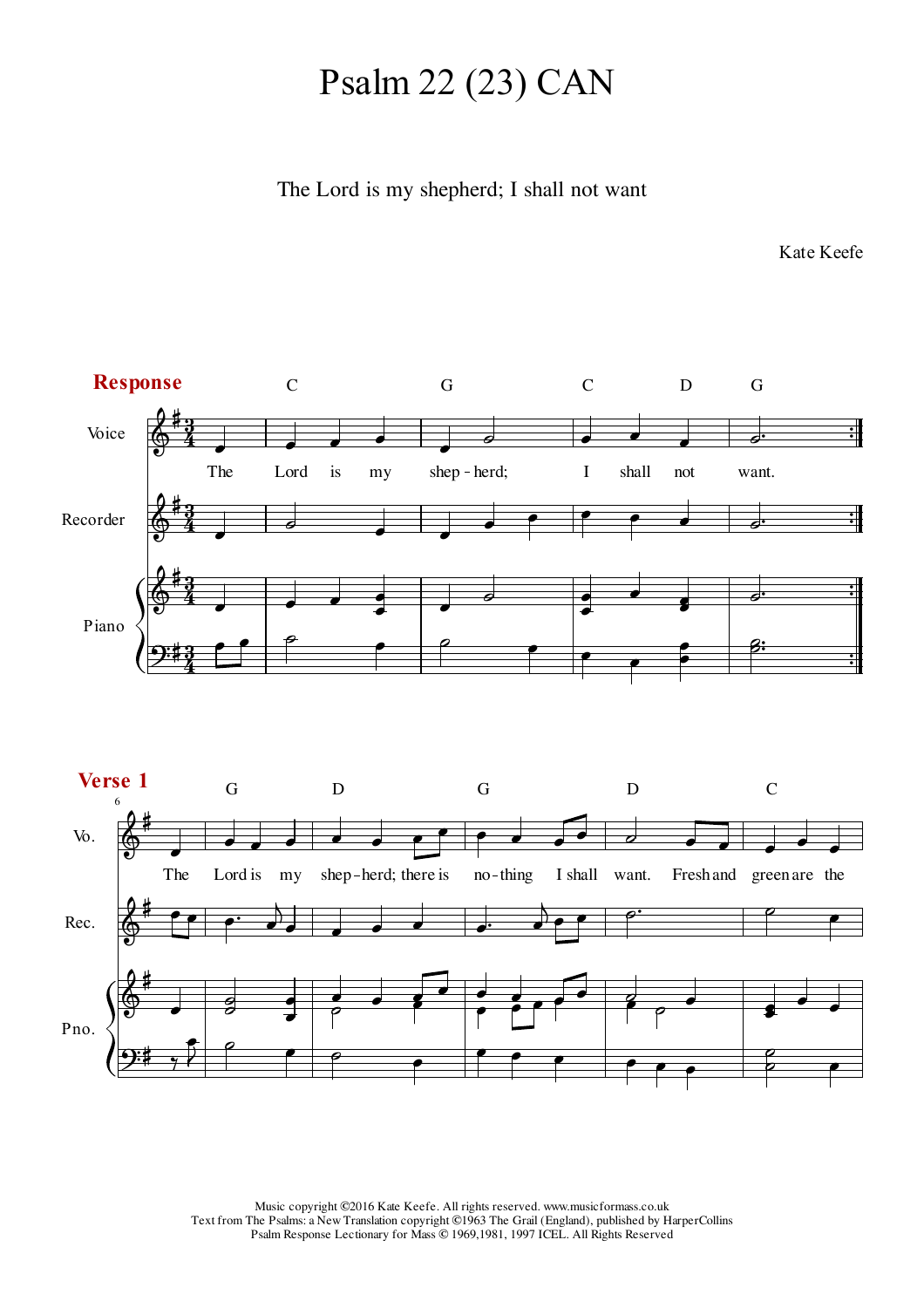# Psalm 22 (23) CAN

The Lord is my shepherd; I shall not want

Kate Keefe

**Response**

The Lord is my shep - herd; I shall not want.

**Verse 1**

The Lord is my shep - herd; there is no - thing I shall want. Fresh and green are the

Music copyright ©2016 Kate Keefe. All rights reserved. www.musicformass.co.uk
Text from The Psalms: a New Translation copyright ©1963 The Grail (England), published by HarperCollins
Psalm Response Lectionary for Mass © 1969,1981, 1997 ICEL. All Rights Reserved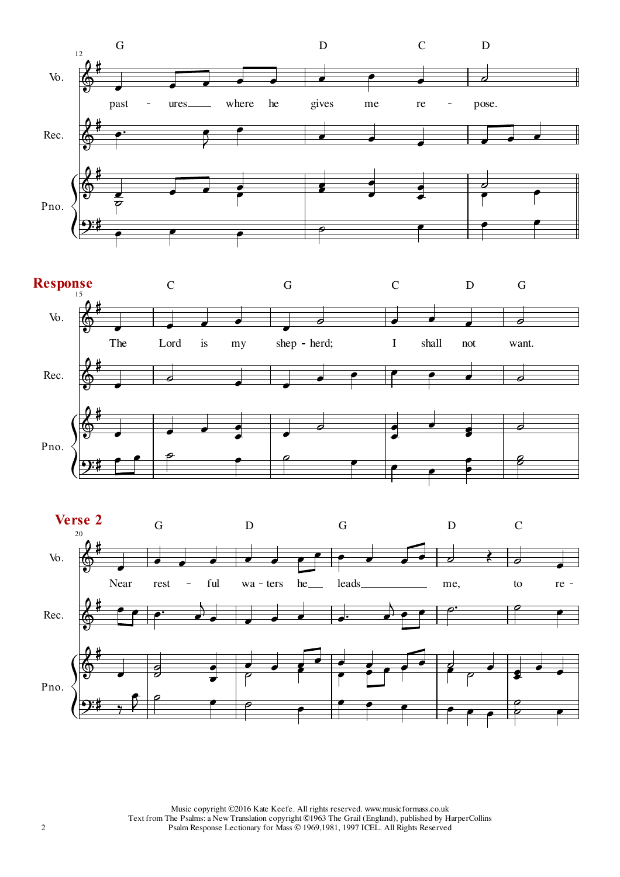**Response**

**Verse 2**

Music copyright ©2016 Kate Keefe. All rights reserved. www.musicformass.co.uk
Text from The Psalms: a New Translation copyright ©1963 The Grail (England), published by HarperCollins
Psalm Response Lectionary for Mass © 1969,1981, 1997 ICEL. All Rights Reserved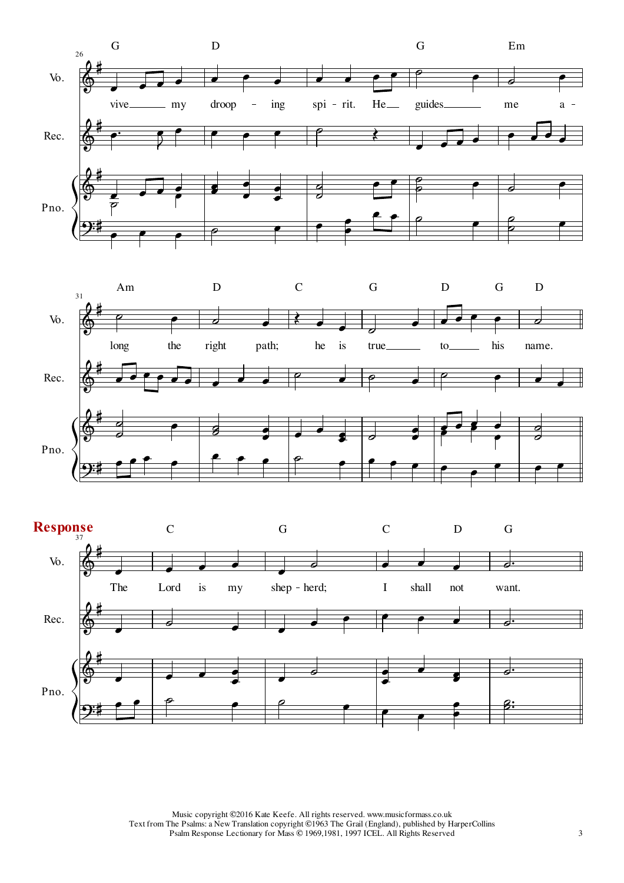## Response

Music copyright ©2016 Kate Keefe. All rights reserved. www.musicformass.co.uk
Text from The Psalms: a New Translation copyright ©1963 The Grail (England), published by HarperCollins
Psalm Response Lectionary for Mass © 1969,1981, 1997 ICEL. All Rights Reserved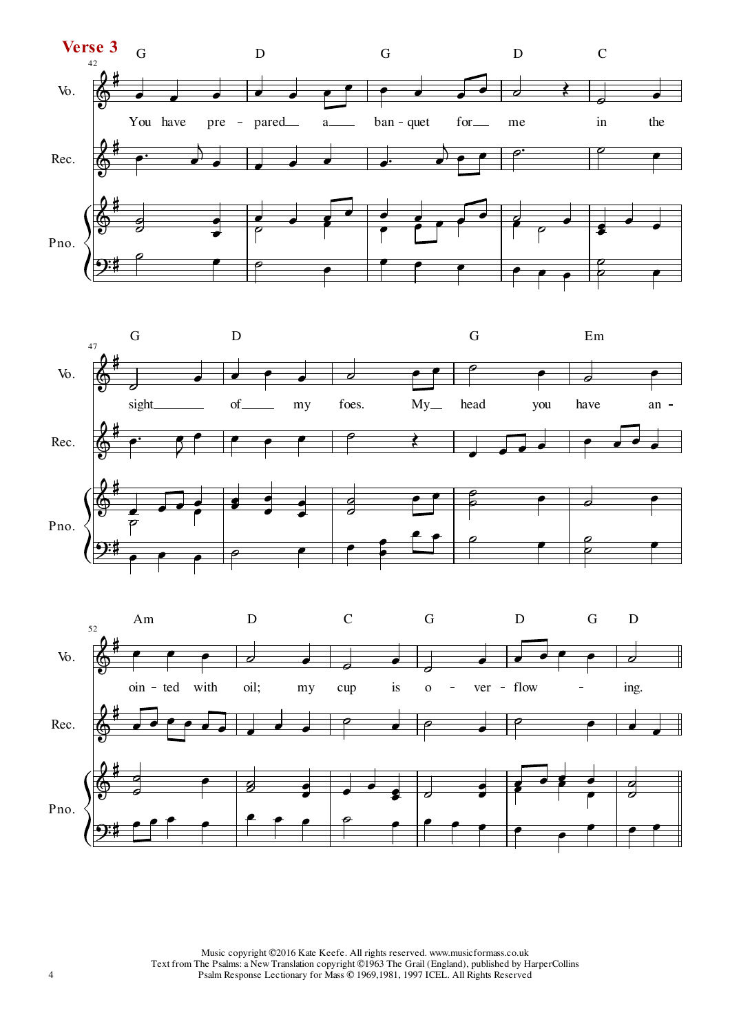**Verse 3**

You have prepared a banquet for me in the sight of my foes. My head you have anointed with oil; my cup is overflowing.

Music copyright ©2016 Kate Keefe. All rights reserved. www.musicformass.co.uk
Text from The Psalms: a New Translation copyright ©1963 The Grail (England), published by HarperCollins
Psalm Response Lectionary for Mass © 1969,1981, 1997 ICEL. All Rights Reserved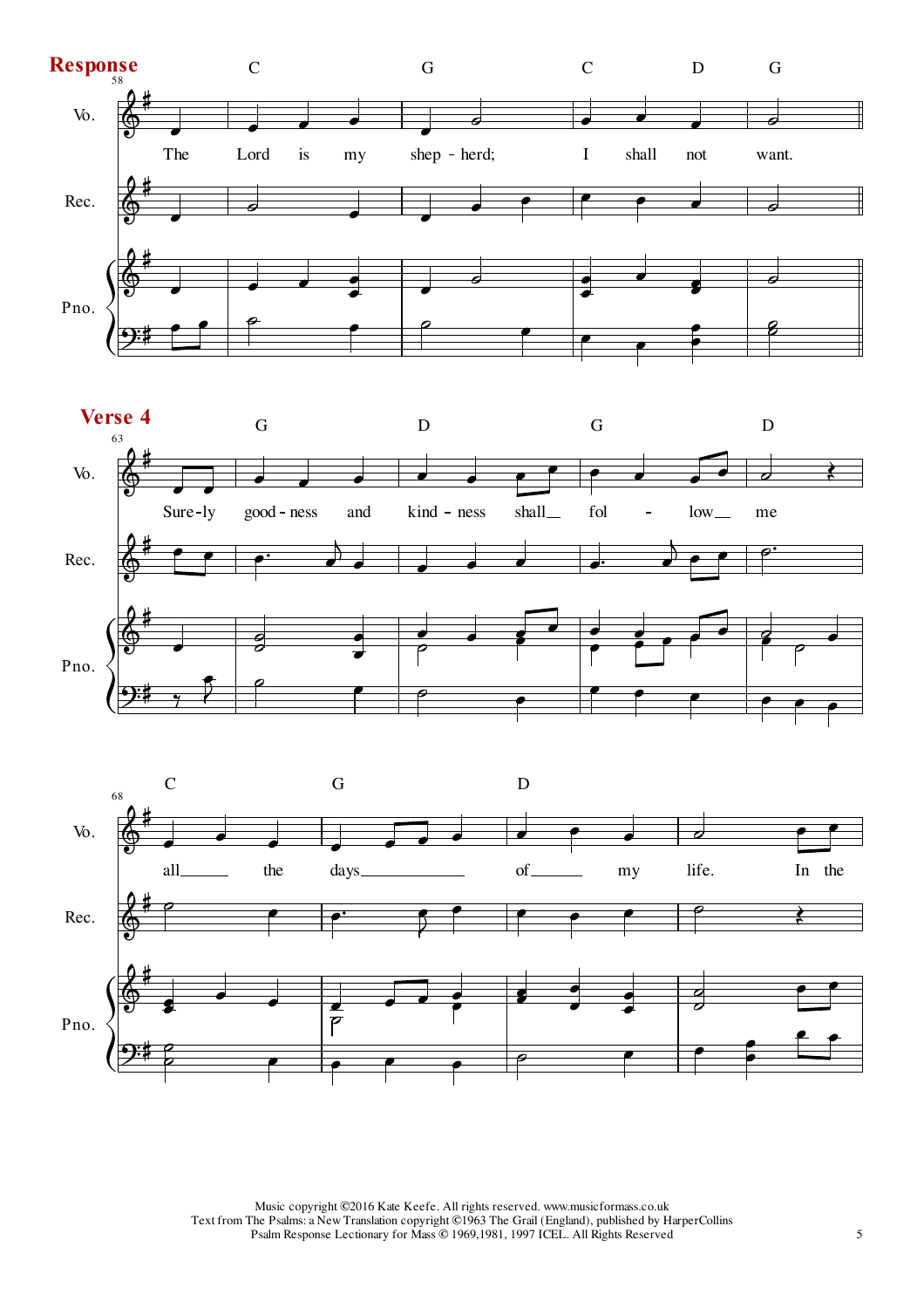**Response**

C G C D G

The Lord is my shep - herd; I shall not want.

**Verse 4**

G D G D

Sure-ly good - ness and kind - ness shall fol - low me

C G D

all the days of my life. In the

Music copyright ©2016 Kate Keefe. All rights reserved. www.musicformass.co.uk
Text from The Psalms: a New Translation copyright ©1963 The Grail (England), published by HarperCollins
Psalm Response Lectionary for Mass © 1969,1981, 1997 ICEL. All Rights Reserved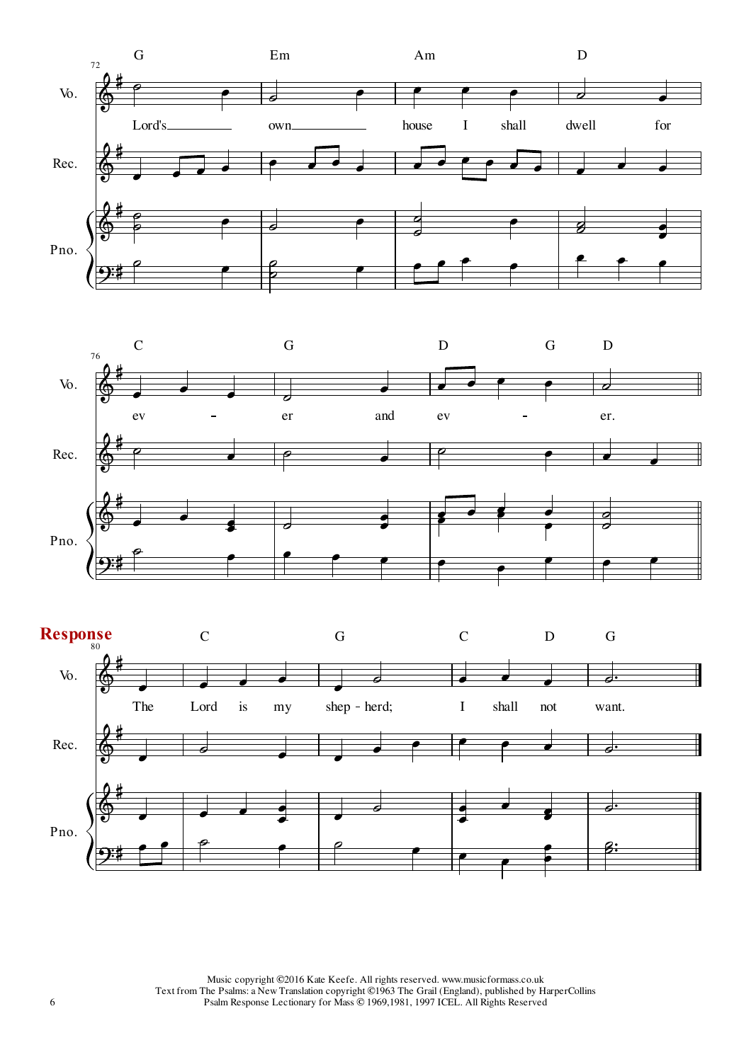**Response**

Music copyright ©2016 Kate Keefe. All rights reserved. www.musicformass.co.uk
Text from The Psalms: a New Translation copyright ©1963 The Grail (England), published by HarperCollins
Psalm Response Lectionary for Mass © 1969,1981, 1997 ICEL. All Rights Reserved